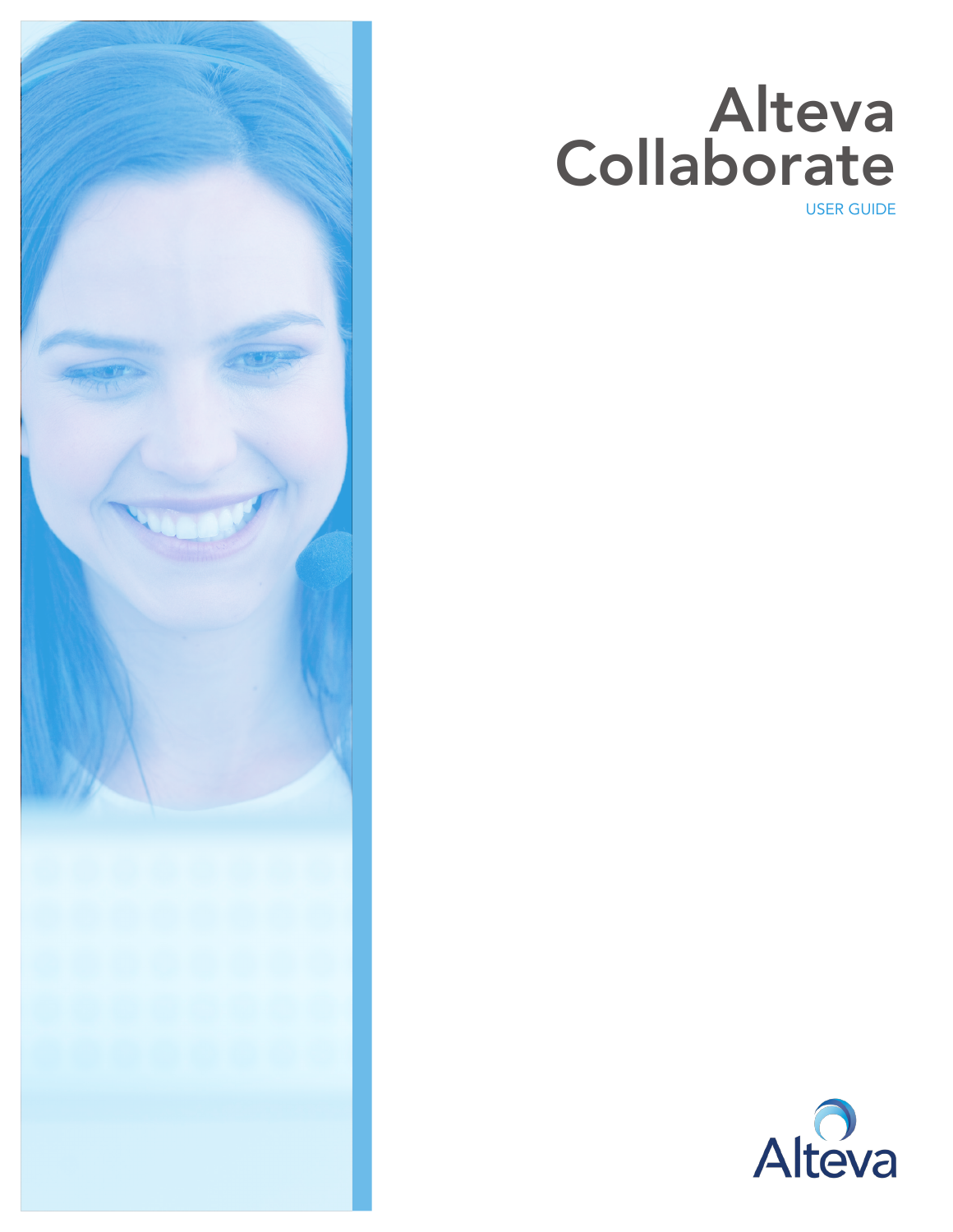# Alteva Collaborate

USER GUIDE

Alteva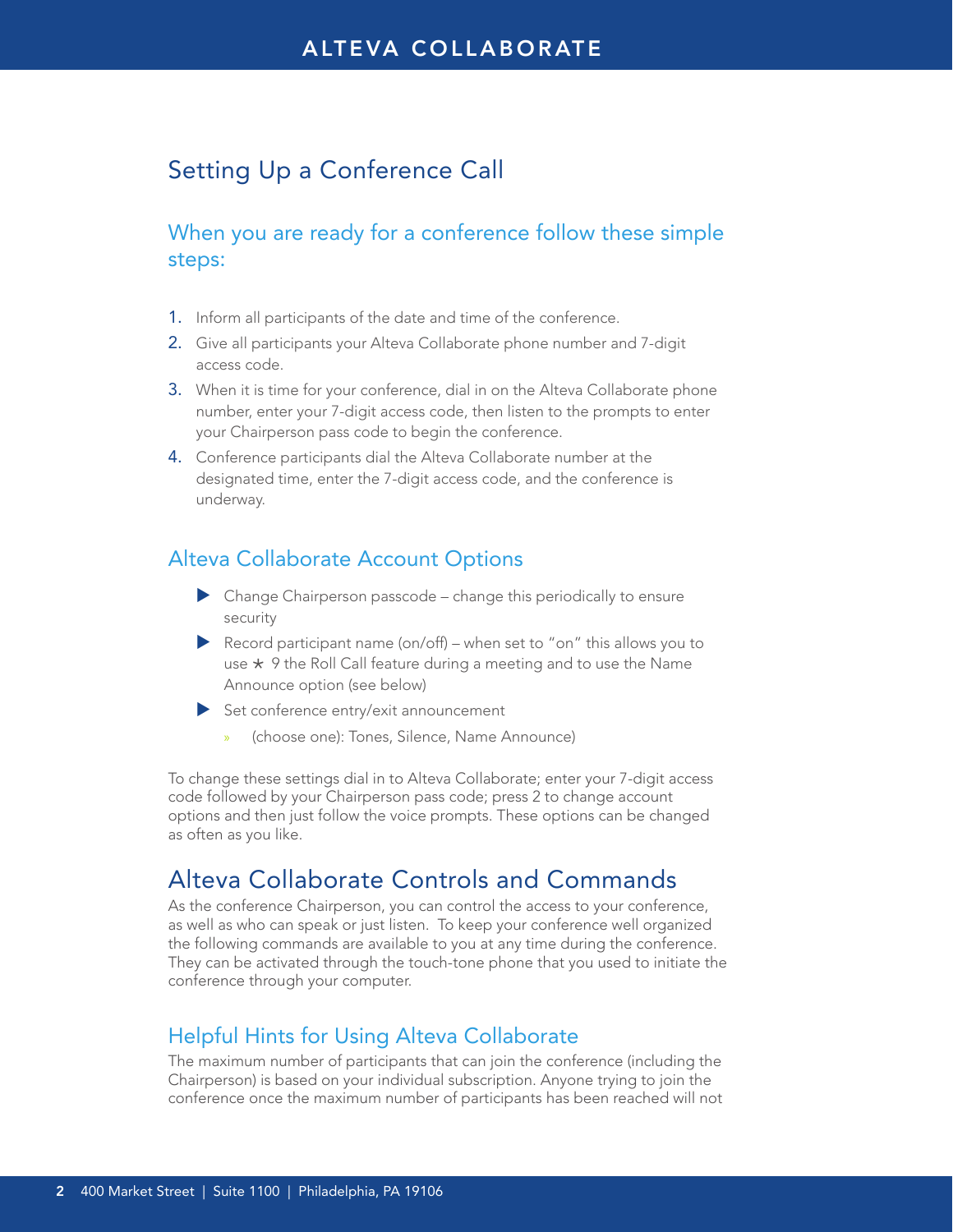## Setting Up a Conference Call

### When you are ready for a conference follow these simple steps:

1. Inform all participants of the date and time of the conference.
2. Give all participants your Alteva Collaborate phone number and 7-digit access code.
3. When it is time for your conference, dial in on the Alteva Collaborate phone number, enter your 7-digit access code, then listen to the prompts to enter your Chairperson pass code to begin the conference.
4. Conference participants dial the Alteva Collaborate number at the designated time, enter the 7-digit access code, and the conference is underway.

### Alteva Collaborate Account Options

- Change Chairperson passcode – change this periodically to ensure security
- Record participant name (on/off) – when set to "on" this allows you to use ★ 9 the Roll Call feature during a meeting and to use the Name Announce option (see below)
- Set conference entry/exit announcement
  - (choose one): Tones, Silence, Name Announce)

To change these settings dial in to Alteva Collaborate; enter your 7-digit access code followed by your Chairperson pass code; press 2 to change account options and then just follow the voice prompts. These options can be changed as often as you like.

## Alteva Collaborate Controls and Commands

As the conference Chairperson, you can control the access to your conference, as well as who can speak or just listen. To keep your conference well organized the following commands are available to you at any time during the conference. They can be activated through the touch-tone phone that you used to initiate the conference through your computer.

### Helpful Hints for Using Alteva Collaborate

The maximum number of participants that can join the conference (including the Chairperson) is based on your individual subscription. Anyone trying to join the conference once the maximum number of participants has been reached will not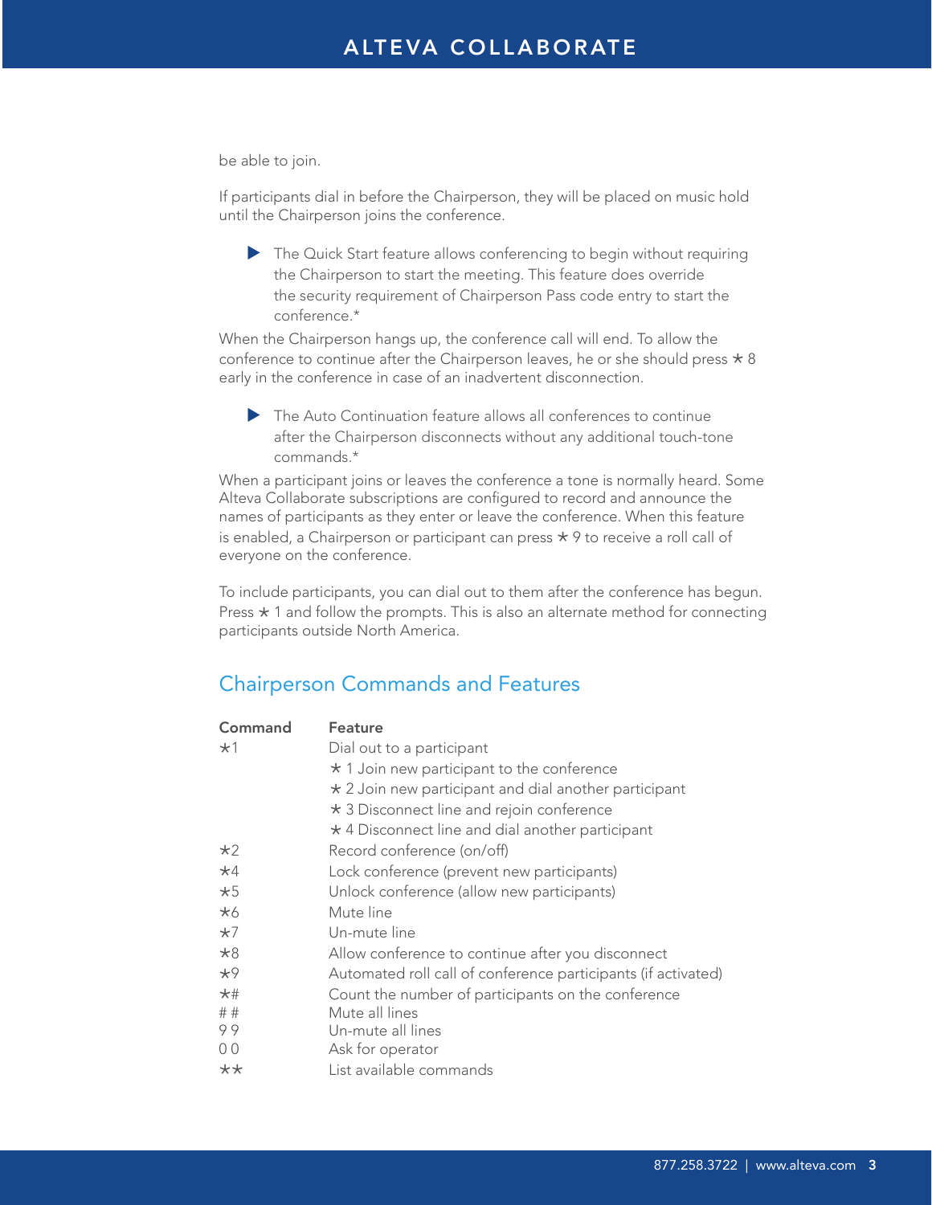be able to join.

If participants dial in before the Chairperson, they will be placed on music hold until the Chairperson joins the conference.

- The Quick Start feature allows conferencing to begin without requiring the Chairperson to start the meeting. This feature does override the security requirement of Chairperson Pass code entry to start the conference.*

When the Chairperson hangs up, the conference call will end. To allow the conference to continue after the Chairperson leaves, he or she should press * 8 early in the conference in case of an inadvertent disconnection.

- The Auto Continuation feature allows all conferences to continue after the Chairperson disconnects without any additional touch-tone commands.*

When a participant joins or leaves the conference a tone is normally heard. Some Alteva Collaborate subscriptions are configured to record and announce the names of participants as they enter or leave the conference. When this feature is enabled, a Chairperson or participant can press * 9 to receive a roll call of everyone on the conference.

To include participants, you can dial out to them after the conference has begun. Press * 1 and follow the prompts. This is also an alternate method for connecting participants outside North America.

## Chairperson Commands and Features

| Command | Feature |
|---|---|
| *1 | Dial out to a participant<br>* 1 Join new participant to the conference<br>* 2 Join new participant and dial another participant<br>* 3 Disconnect line and rejoin conference<br>* 4 Disconnect line and dial another participant |
| *2 | Record conference (on/off) |
| *4 | Lock conference (prevent new participants) |
| *5 | Unlock conference (allow new participants) |
| *6 | Mute line |
| *7 | Un-mute line |
| *8 | Allow conference to continue after you disconnect |
| *9 | Automated roll call of conference participants (if activated) |
| *# | Count the number of participants on the conference |
| # # | Mute all lines |
| 9 9 | Un-mute all lines |
| 0 0 | Ask for operator |
| ** | List available commands |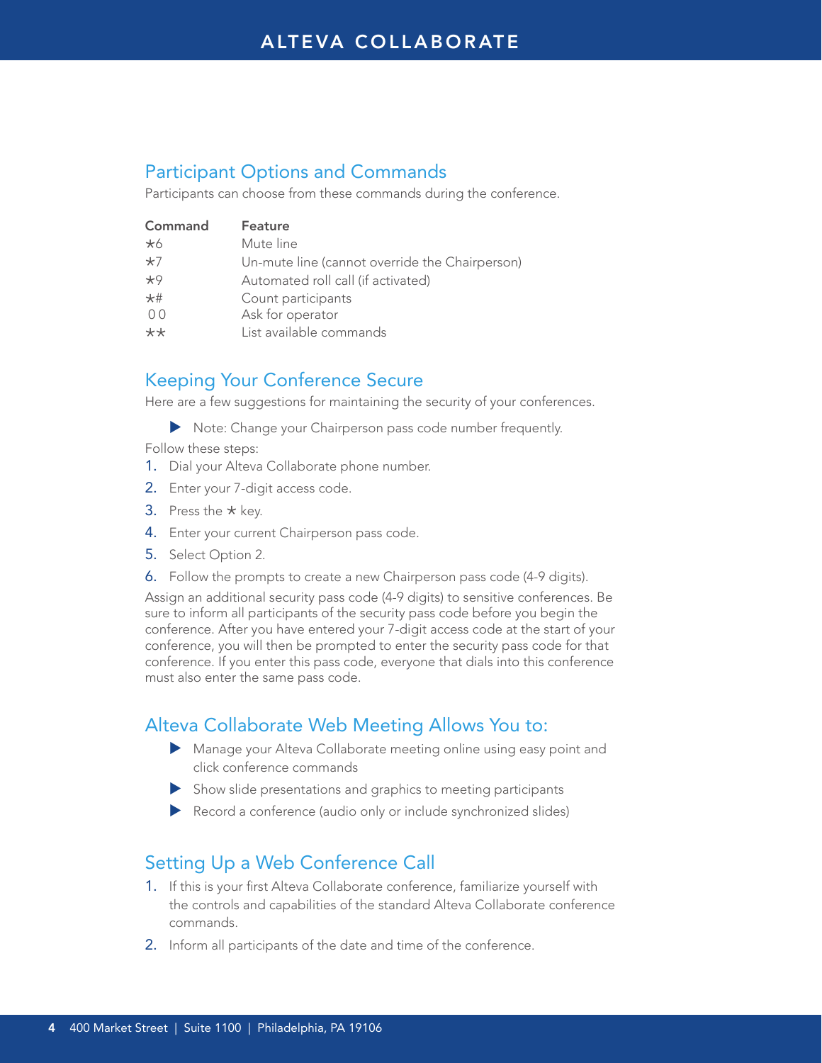## Participant Options and Commands

Participants can choose from these commands during the conference.

| Command | Feature |
|---|---|
| *6 | Mute line |
| *7 | Un-mute line (cannot override the Chairperson) |
| *9 | Automated roll call (if activated) |
| *# | Count participants |
| 0 0 | Ask for operator |
| ** | List available commands |

## Keeping Your Conference Secure

Here are a few suggestions for maintaining the security of your conferences.

- Note: Change your Chairperson pass code number frequently.

Follow these steps:

1. Dial your Alteva Collaborate phone number.
2. Enter your 7-digit access code.
3. Press the * key.
4. Enter your current Chairperson pass code.
5. Select Option 2.
6. Follow the prompts to create a new Chairperson pass code (4-9 digits).

Assign an additional security pass code (4-9 digits) to sensitive conferences. Be sure to inform all participants of the security pass code before you begin the conference. After you have entered your 7-digit access code at the start of your conference, you will then be prompted to enter the security pass code for that conference. If you enter this pass code, everyone that dials into this conference must also enter the same pass code.

## Alteva Collaborate Web Meeting Allows You to:

- Manage your Alteva Collaborate meeting online using easy point and click conference commands
- Show slide presentations and graphics to meeting participants
- Record a conference (audio only or include synchronized slides)

## Setting Up a Web Conference Call

1. If this is your first Alteva Collaborate conference, familiarize yourself with the controls and capabilities of the standard Alteva Collaborate conference commands.
2. Inform all participants of the date and time of the conference.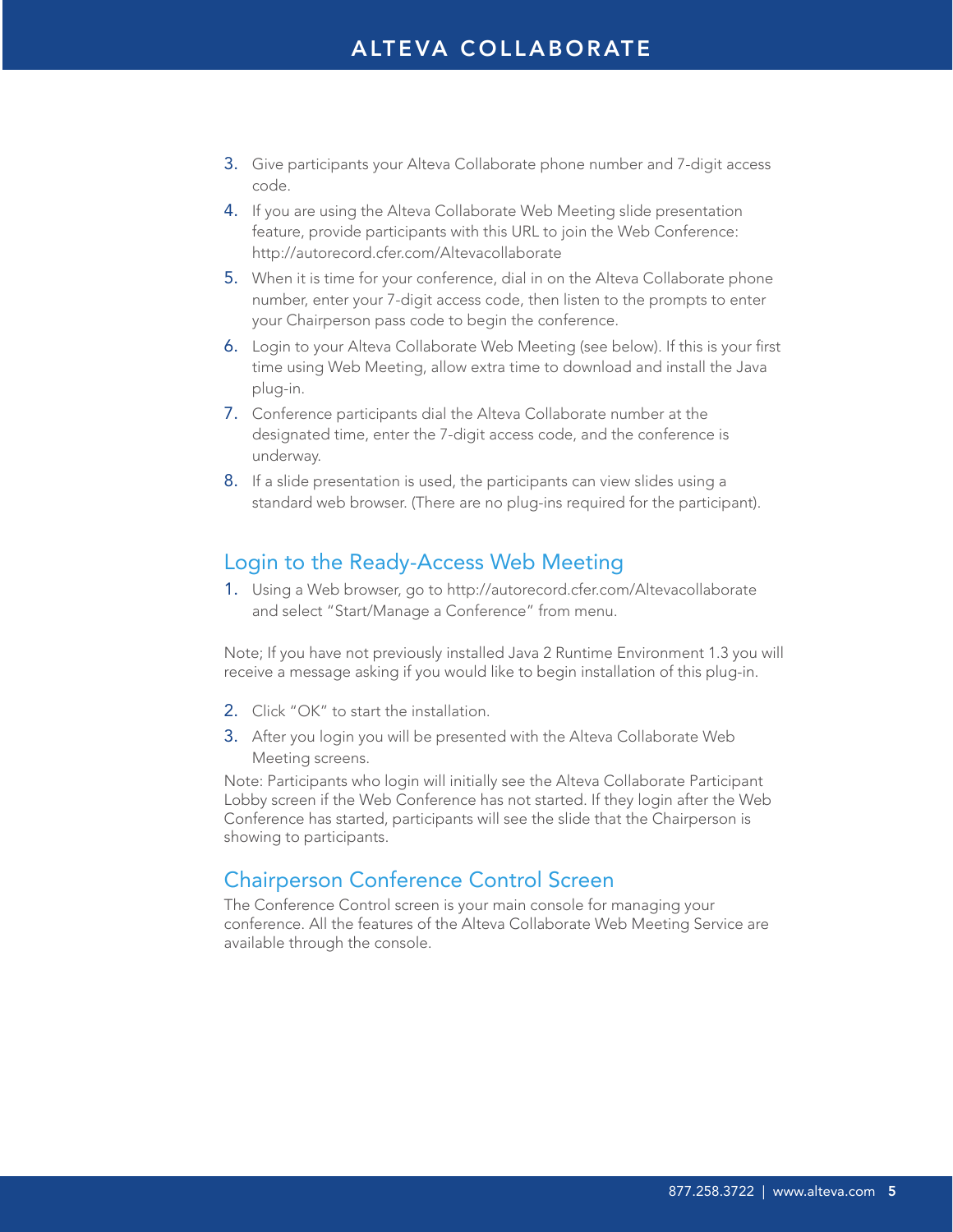3. Give participants your Alteva Collaborate phone number and 7-digit access code.
4. If you are using the Alteva Collaborate Web Meeting slide presentation feature, provide participants with this URL to join the Web Conference: http://autorecord.cfer.com/Altevacollaborate
5. When it is time for your conference, dial in on the Alteva Collaborate phone number, enter your 7-digit access code, then listen to the prompts to enter your Chairperson pass code to begin the conference.
6. Login to your Alteva Collaborate Web Meeting (see below). If this is your first time using Web Meeting, allow extra time to download and install the Java plug-in.
7. Conference participants dial the Alteva Collaborate number at the designated time, enter the 7-digit access code, and the conference is underway.
8. If a slide presentation is used, the participants can view slides using a standard web browser. (There are no plug-ins required for the participant).

## Login to the Ready-Access Web Meeting

1. Using a Web browser, go to http://autorecord.cfer.com/Altevacollaborate and select "Start/Manage a Conference" from menu.

Note; If you have not previously installed Java 2 Runtime Environment 1.3 you will receive a message asking if you would like to begin installation of this plug-in.

2. Click "OK" to start the installation.
3. After you login you will be presented with the Alteva Collaborate Web Meeting screens.

Note: Participants who login will initially see the Alteva Collaborate Participant Lobby screen if the Web Conference has not started. If they login after the Web Conference has started, participants will see the slide that the Chairperson is showing to participants.

## Chairperson Conference Control Screen

The Conference Control screen is your main console for managing your conference. All the features of the Alteva Collaborate Web Meeting Service are available through the console.